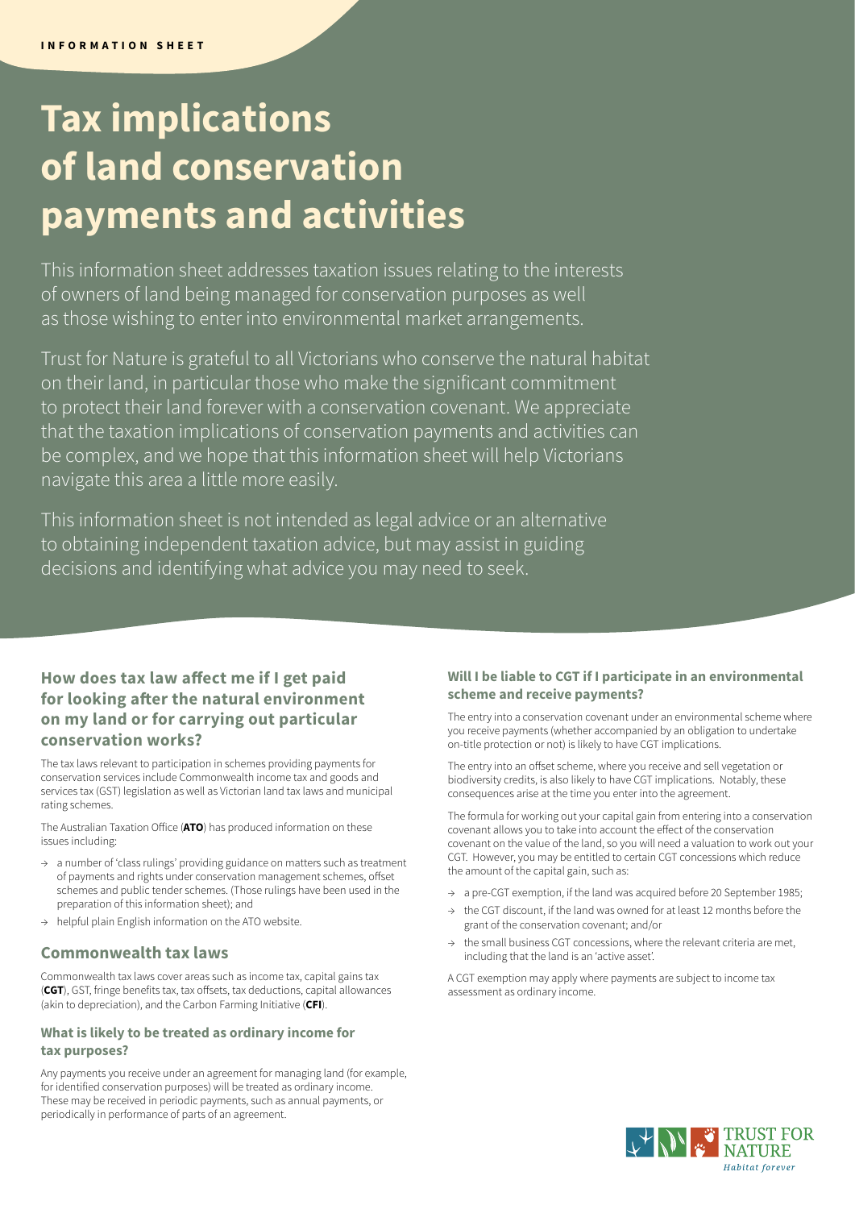INFORMATION SHEET

# Tax implications of land conservation payments and activities

This information sheet addresses taxation issues relating to the interests of owners of land being managed for conservation purposes as well as those wishing to enter into environmental market arrangements.

Trust for Nature is grateful to all Victorians who conserve the natural habitat on their land, in particular those who make the significant commitment to protect their land forever with a conservation covenant. We appreciate that the taxation implications of conservation payments and activities can be complex, and we hope that this information sheet will help Victorians navigate this area a little more easily.

This information sheet is not intended as legal advice or an alternative to obtaining independent taxation advice, but may assist in guiding decisions and identifying what advice you may need to seek.

## How does tax law affect me if I get paid for looking after the natural environment on my land or for carrying out particular conservation works?

The tax laws relevant to participation in schemes providing payments for conservation services include Commonwealth income tax and goods and services tax (GST) legislation as well as Victorian land tax laws and municipal rating schemes.

The Australian Taxation Office (**ATO**) has produced information on these issues including:

- a number of 'class rulings' providing guidance on matters such as treatment of payments and rights under conservation management schemes, offset schemes and public tender schemes. (Those rulings have been used in the preparation of this information sheet); and
- helpful plain English information on the ATO website.

## Commonwealth tax laws

Commonwealth tax laws cover areas such as income tax, capital gains tax (**CGT**), GST, fringe benefits tax, tax offsets, tax deductions, capital allowances (akin to depreciation), and the Carbon Farming Initiative (**CFI**).

### What is likely to be treated as ordinary income for tax purposes?

Any payments you receive under an agreement for managing land (for example, for identified conservation purposes) will be treated as ordinary income. These may be received in periodic payments, such as annual payments, or periodically in performance of parts of an agreement.

### Will I be liable to CGT if I participate in an environmental scheme and receive payments?

The entry into a conservation covenant under an environmental scheme where you receive payments (whether accompanied by an obligation to undertake on-title protection or not) is likely to have CGT implications.

The entry into an offset scheme, where you receive and sell vegetation or biodiversity credits, is also likely to have CGT implications. Notably, these consequences arise at the time you enter into the agreement.

The formula for working out your capital gain from entering into a conservation covenant allows you to take into account the effect of the conservation covenant on the value of the land, so you will need a valuation to work out your CGT. However, you may be entitled to certain CGT concessions which reduce the amount of the capital gain, such as:

- a pre-CGT exemption, if the land was acquired before 20 September 1985;
- the CGT discount, if the land was owned for at least 12 months before the grant of the conservation covenant; and/or
- the small business CGT concessions, where the relevant criteria are met, including that the land is an 'active asset'.

A CGT exemption may apply where payments are subject to income tax assessment as ordinary income.

TRUST FOR NATURE
*Habitat forever*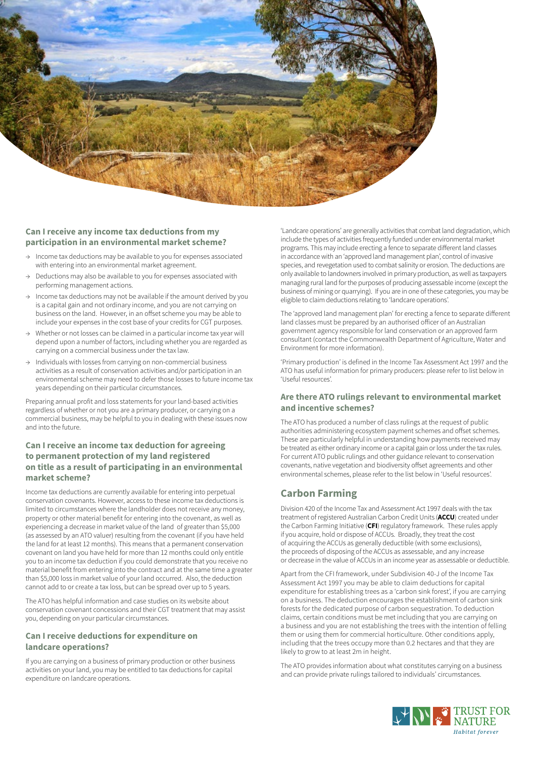### Can I receive any income tax deductions from my participation in an environmental market scheme?

- Income tax deductions may be available to you for expenses associated with entering into an environmental market agreement.
- Deductions may also be available to you for expenses associated with performing management actions.
- Income tax deductions may not be available if the amount derived by you is a capital gain and not ordinary income, and you are not carrying on business on the land. However, in an offset scheme you may be able to include your expenses in the cost base of your credits for CGT purposes.
- Whether or not losses can be claimed in a particular income tax year will depend upon a number of factors, including whether you are regarded as carrying on a commercial business under the tax law.
- Individuals with losses from carrying on non-commercial business activities as a result of conservation activities and/or participation in an environmental scheme may need to defer those losses to future income tax years depending on their particular circumstances.

Preparing annual profit and loss statements for your land-based activities regardless of whether or not you are a primary producer, or carrying on a commercial business, may be helpful to you in dealing with these issues now and into the future.

### Can I receive an income tax deduction for agreeing to permanent protection of my land registered on title as a result of participating in an environmental market scheme?

Income tax deductions are currently available for entering into perpetual conservation covenants. However, access to these income tax deductions is limited to circumstances where the landholder does not receive any money, property or other material benefit for entering into the covenant, as well as experiencing a decrease in market value of the land of greater than $5,000 (as assessed by an ATO valuer) resulting from the covenant (if you have held the land for at least 12 months). This means that a permanent conservation covenant on land you have held for more than 12 months could only entitle you to an income tax deduction if you could demonstrate that you receive no material benefit from entering into the contract and at the same time a greater than $5,000 loss in market value of your land occurred. Also, the deduction cannot add to or create a tax loss, but can be spread over up to 5 years.

The ATO has helpful information and case studies on its website about conservation covenant concessions and their CGT treatment that may assist you, depending on your particular circumstances.

### Can I receive deductions for expenditure on landcare operations?

If you are carrying on a business of primary production or other business activities on your land, you may be entitled to tax deductions for capital expenditure on landcare operations.

'Landcare operations' are generally activities that combat land degradation, which include the types of activities frequently funded under environmental market programs. This may include erecting a fence to separate different land classes in accordance with an 'approved land management plan', control of invasive species, and revegetation used to combat salinity or erosion. The deductions are only available to landowners involved in primary production, as well as taxpayers managing rural land for the purposes of producing assessable income (except the business of mining or quarrying). If you are in one of these categories, you may be eligible to claim deductions relating to 'landcare operations'.

The 'approved land management plan' for erecting a fence to separate different land classes must be prepared by an authorised officer of an Australian government agency responsible for land conservation or an approved farm consultant (contact the Commonwealth Department of Agriculture, Water and Environment for more information).

'Primary production' is defined in the Income Tax Assessment Act 1997 and the ATO has useful information for primary producers: please refer to list below in 'Useful resources'.

### Are there ATO rulings relevant to environmental market and incentive schemes?

The ATO has produced a number of class rulings at the request of public authorities administering ecosystem payment schemes and offset schemes. These are particularly helpful in understanding how payments received may be treated as either ordinary income or a capital gain or loss under the tax rules. For current ATO public rulings and other guidance relevant to conservation covenants, native vegetation and biodiversity offset agreements and other environmental schemes, please refer to the list below in 'Useful resources'.

## Carbon Farming

Division 420 of the Income Tax and Assessment Act 1997 deals with the tax treatment of registered Australian Carbon Credit Units (**ACCU**) created under the Carbon Farming Initiative (**CFI**) regulatory framework. These rules apply if you acquire, hold or dispose of ACCUs. Broadly, they treat the cost of acquiring the ACCUs as generally deductible (with some exclusions), the proceeds of disposing of the ACCUs as assessable, and any increase or decrease in the value of ACCUs in an income year as assessable or deductible.

Apart from the CFI framework, under Subdivision 40-J of the Income Tax Assessment Act 1997 you may be able to claim deductions for capital expenditure for establishing trees as a 'carbon sink forest', if you are carrying on a business. The deduction encourages the establishment of carbon sink forests for the dedicated purpose of carbon sequestration. To deduction claims, certain conditions must be met including that you are carrying on a business and you are not establishing the trees with the intention of felling them or using them for commercial horticulture. Other conditions apply, including that the trees occupy more than 0.2 hectares and that they are likely to grow to at least 2m in height.

The ATO provides information about what constitutes carrying on a business and can provide private rulings tailored to individuals' circumstances.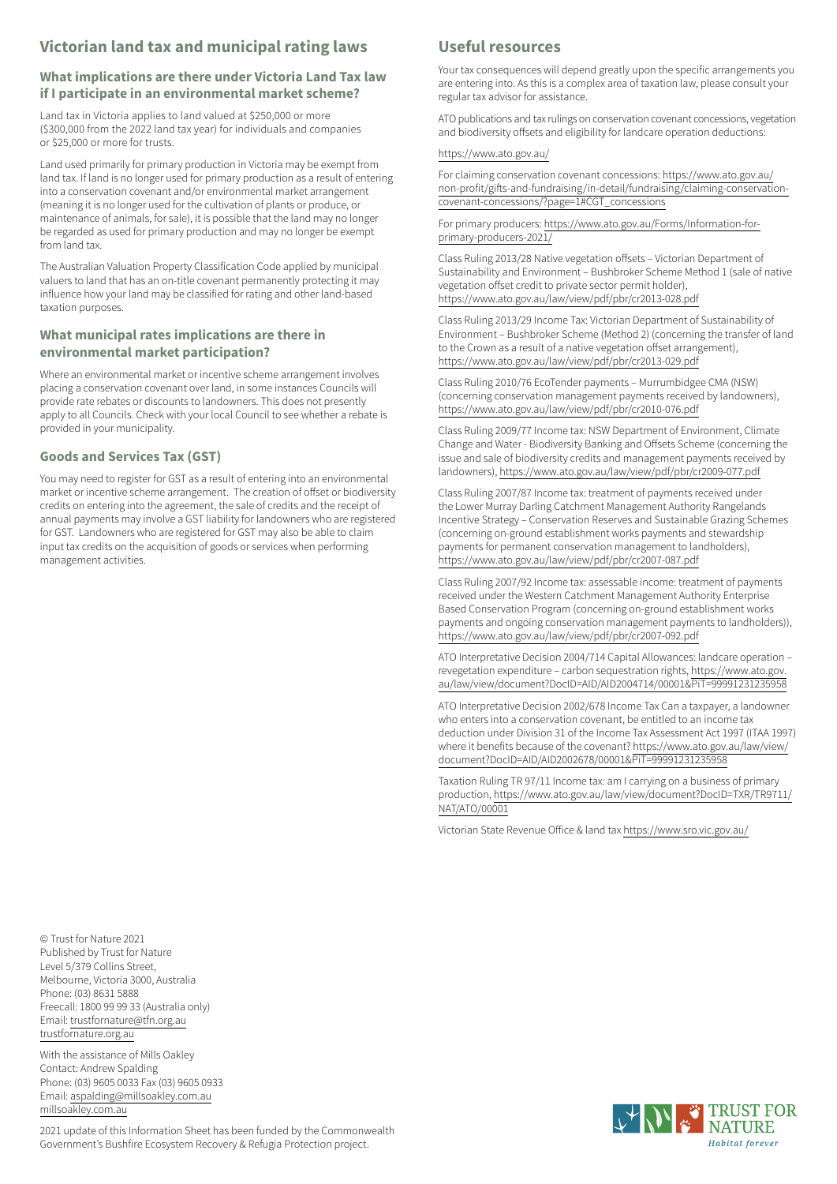## Victorian land tax and municipal rating laws

### What implications are there under Victoria Land Tax law if I participate in an environmental market scheme?

Land tax in Victoria applies to land valued at $250,000 or more ($300,000 from the 2022 land tax year) for individuals and companies or $25,000 or more for trusts.

Land used primarily for primary production in Victoria may be exempt from land tax. If land is no longer used for primary production as a result of entering into a conservation covenant and/or environmental market arrangement (meaning it is no longer used for the cultivation of plants or produce, or maintenance of animals, for sale), it is possible that the land may no longer be regarded as used for primary production and may no longer be exempt from land tax.

The Australian Valuation Property Classification Code applied by municipal valuers to land that has an on-title covenant permanently protecting it may influence how your land may be classified for rating and other land-based taxation purposes.

### What municipal rates implications are there in environmental market participation?

Where an environmental market or incentive scheme arrangement involves placing a conservation covenant over land, in some instances Councils will provide rate rebates or discounts to landowners. This does not presently apply to all Councils. Check with your local Council to see whether a rebate is provided in your municipality.

### Goods and Services Tax (GST)

You may need to register for GST as a result of entering into an environmental market or incentive scheme arrangement. The creation of offset or biodiversity credits on entering into the agreement, the sale of credits and the receipt of annual payments may involve a GST liability for landowners who are registered for GST. Landowners who are registered for GST may also be able to claim input tax credits on the acquisition of goods or services when performing management activities.

## Useful resources

Your tax consequences will depend greatly upon the specific arrangements you are entering into. As this is a complex area of taxation law, please consult your regular tax advisor for assistance.

ATO publications and tax rulings on conservation covenant concessions, vegetation and biodiversity offsets and eligibility for landcare operation deductions:

https://www.ato.gov.au/

For claiming conservation covenant concessions: https://www.ato.gov.au/non-profit/gifts-and-fundraising/in-detail/fundraising/claiming-conservation-covenant-concessions/?page=1#CGT_concessions

For primary producers: https://www.ato.gov.au/Forms/Information-for-primary-producers-2021/

Class Ruling 2013/28 Native vegetation offsets – Victorian Department of Sustainability and Environment – Bushbroker Scheme Method 1 (sale of native vegetation offset credit to private sector permit holder), https://www.ato.gov.au/law/view/pdf/pbr/cr2013-028.pdf

Class Ruling 2013/29 Income Tax: Victorian Department of Sustainability of Environment – Bushbroker Scheme (Method 2) (concerning the transfer of land to the Crown as a result of a native vegetation offset arrangement), https://www.ato.gov.au/law/view/pdf/pbr/cr2013-029.pdf

Class Ruling 2010/76 EcoTender payments – Murrumbidgee CMA (NSW) (concerning conservation management payments received by landowners), https://www.ato.gov.au/law/view/pdf/pbr/cr2010-076.pdf

Class Ruling 2009/77 Income tax: NSW Department of Environment, Climate Change and Water - Biodiversity Banking and Offsets Scheme (concerning the issue and sale of biodiversity credits and management payments received by landowners), https://www.ato.gov.au/law/view/pdf/pbr/cr2009-077.pdf

Class Ruling 2007/87 Income tax: treatment of payments received under the Lower Murray Darling Catchment Management Authority Rangelands Incentive Strategy – Conservation Reserves and Sustainable Grazing Schemes (concerning on-ground establishment works payments and stewardship payments for permanent conservation management to landholders), https://www.ato.gov.au/law/view/pdf/pbr/cr2007-087.pdf

Class Ruling 2007/92 Income tax: assessable income: treatment of payments received under the Western Catchment Management Authority Enterprise Based Conservation Program (concerning on-ground establishment works payments and ongoing conservation management payments to landholders)), https://www.ato.gov.au/law/view/pdf/pbr/cr2007-092.pdf

ATO Interpretative Decision 2004/714 Capital Allowances: landcare operation – revegetation expenditure – carbon sequestration rights, https://www.ato.gov.au/law/view/document?DocID=AID/AID2004714/00001&PiT=99991231235958

ATO Interpretative Decision 2002/678 Income Tax Can a taxpayer, a landowner who enters into a conservation covenant, be entitled to an income tax deduction under Division 31 of the Income Tax Assessment Act 1997 (ITAA 1997) where it benefits because of the covenant? https://www.ato.gov.au/law/view/document?DocID=AID/AID2002678/00001&PiT=99991231235958

Taxation Ruling TR 97/11 Income tax: am I carrying on a business of primary production, https://www.ato.gov.au/law/view/document?DocID=TXR/TR9711/NAT/ATO/00001

Victorian State Revenue Office & land tax https://www.sro.vic.gov.au/

© Trust for Nature 2021
Published by Trust for Nature
Level 5/379 Collins Street,
Melbourne, Victoria 3000, Australia
Phone: (03) 8631 5888
Freecall: 1800 99 99 33 (Australia only)
Email: trustfornature@tfn.org.au
trustfornature.org.au

With the assistance of Mills Oakley
Contact: Andrew Spalding
Phone: (03) 9605 0033 Fax (03) 9605 0933
Email: aspalding@millsoakley.com.au
millsoakley.com.au

2021 update of this Information Sheet has been funded by the Commonwealth Government's Bushfire Ecosystem Recovery & Refugia Protection project.

TRUST FOR NATURE
*Habitat forever*